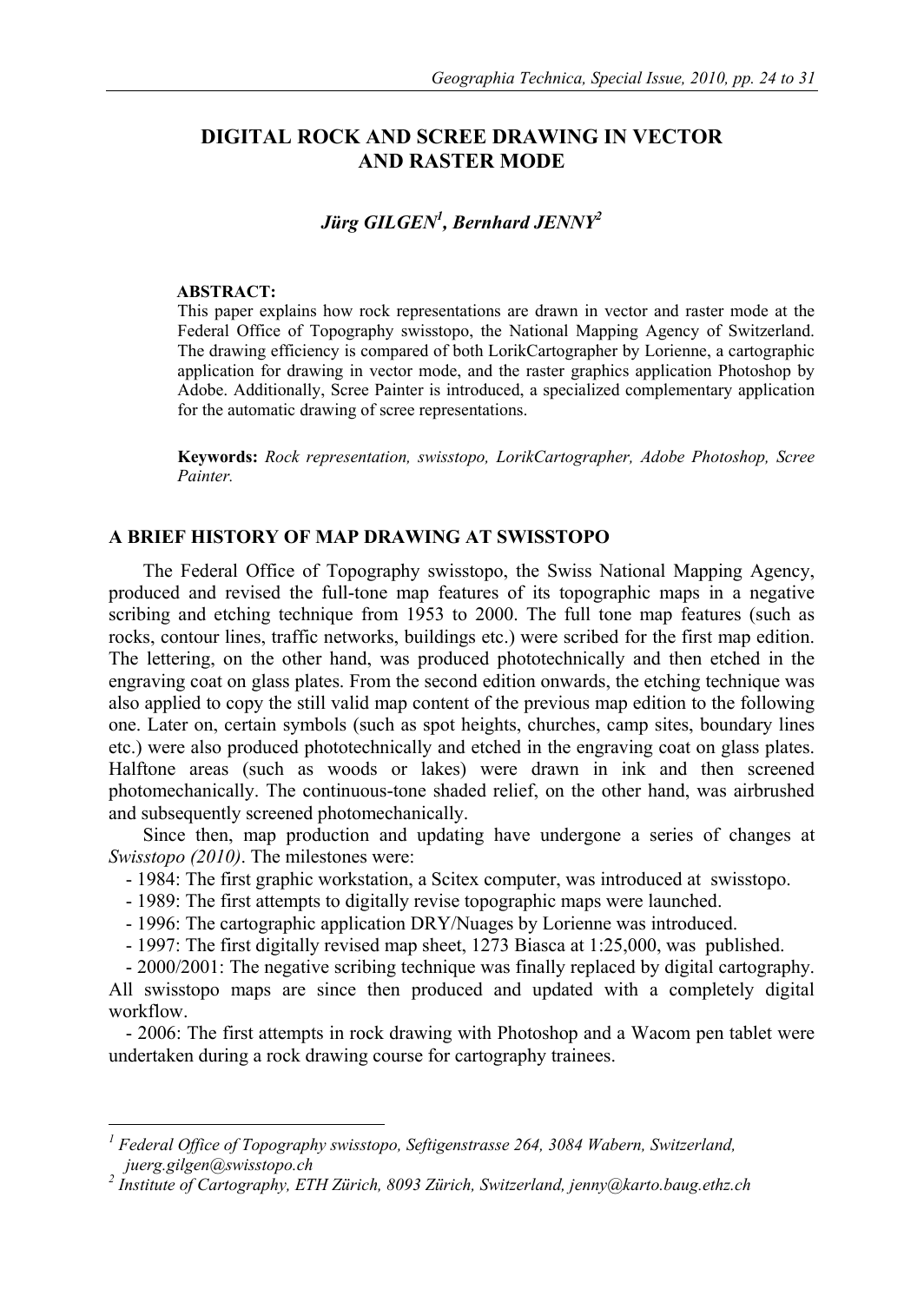# DIGITAL ROCK AND SCREE DRAWING IN VECTOR AND RASTER MODE

### *Jürg GILGEN[1], Bernhard JENNY[2]*

**ABSTRACT:**
This paper explains how rock representations are drawn in vector and raster mode at the Federal Office of Topography swisstopo, the National Mapping Agency of Switzerland. The drawing efficiency is compared of both LorikCartographer by Lorienne, a cartographic application for drawing in vector mode, and the raster graphics application Photoshop by Adobe. Additionally, Scree Painter is introduced, a specialized complementary application for the automatic drawing of scree representations.

**Keywords:** *Rock representation, swisstopo, LorikCartographer, Adobe Photoshop, Scree Painter.*

## A BRIEF HISTORY OF MAP DRAWING AT SWISSTOPO

The Federal Office of Topography swisstopo, the Swiss National Mapping Agency, produced and revised the full-tone map features of its topographic maps in a negative scribing and etching technique from 1953 to 2000. The full tone map features (such as rocks, contour lines, traffic networks, buildings etc.) were scribed for the first map edition. The lettering, on the other hand, was produced phototechnically and then etched in the engraving coat on glass plates. From the second edition onwards, the etching technique was also applied to copy the still valid map content of the previous map edition to the following one. Later on, certain symbols (such as spot heights, churches, camp sites, boundary lines etc.) were also produced phototechnically and etched in the engraving coat on glass plates. Halftone areas (such as woods or lakes) were drawn in ink and then screened photomechanically. The continuous-tone shaded relief, on the other hand, was airbrushed and subsequently screened photomechanically.

Since then, map production and updating have undergone a series of changes at *Swisstopo (2010)*. The milestones were:

- 1984: The first graphic workstation, a Scitex computer, was introduced at swisstopo.
- 1989: The first attempts to digitally revise topographic maps were launched.
- 1996: The cartographic application DRY/Nuages by Lorienne was introduced.
- 1997: The first digitally revised map sheet, 1273 Biasca at 1:25,000, was published.
- 2000/2001: The negative scribing technique was finally replaced by digital cartography. All swisstopo maps are since then produced and updated with a completely digital workflow.
- 2006: The first attempts in rock drawing with Photoshop and a Wacom pen tablet were undertaken during a rock drawing course for cartography trainees.

---

[1] *Federal Office of Topography swisstopo, Seftigenstrasse 264, 3084 Wabern, Switzerland, juerg.gilgen@swisstopo.ch*

[2] *Institute of Cartography, ETH Zürich, 8093 Zürich, Switzerland, jenny@karto.baug.ethz.ch*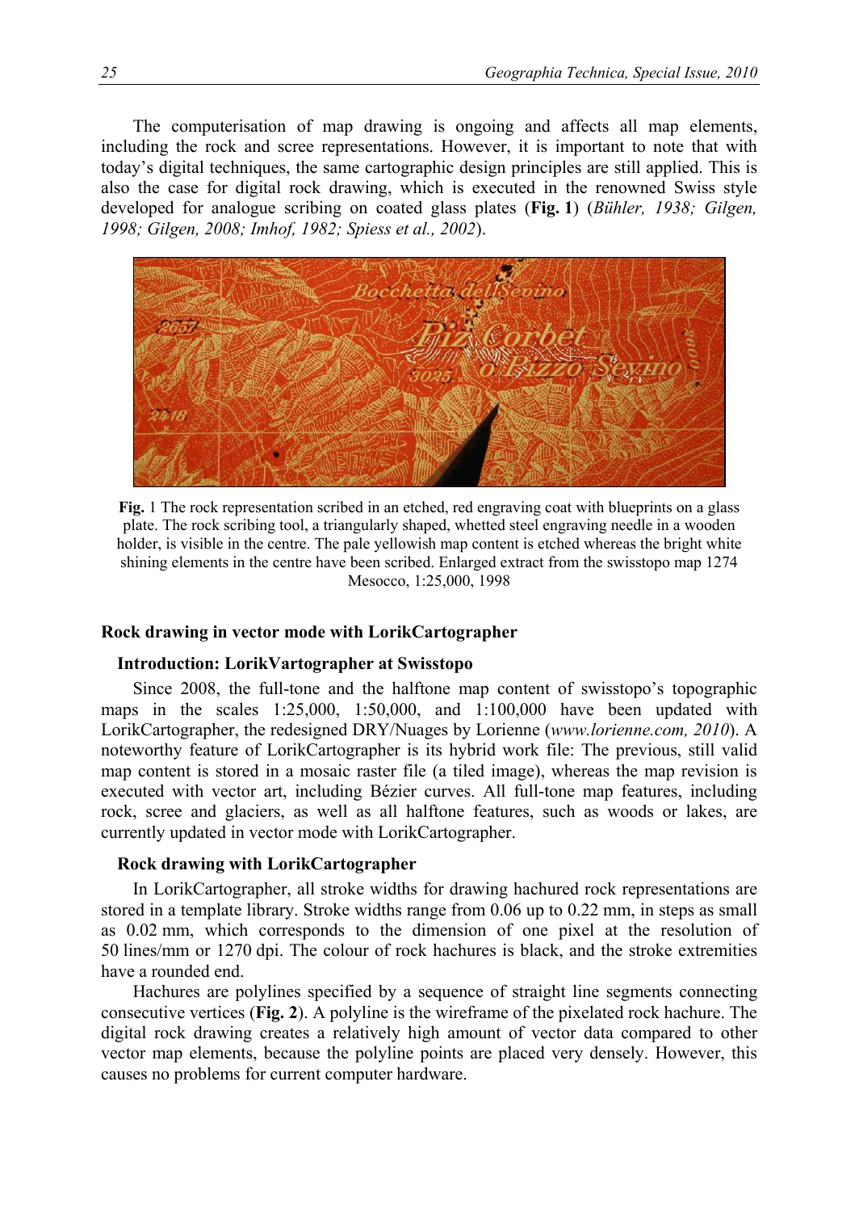The computerisation of map drawing is ongoing and affects all map elements, including the rock and scree representations. However, it is important to note that with today's digital techniques, the same cartographic design principles are still applied. This is also the case for digital rock drawing, which is executed in the renowned Swiss style developed for analogue scribing on coated glass plates (**Fig. 1**) (*Bühler, 1938; Gilgen, 1998; Gilgen, 2008; Imhof, 1982; Spiess et al., 2002*).

**Fig.** 1 The rock representation scribed in an etched, red engraving coat with blueprints on a glass plate. The rock scribing tool, a triangularly shaped, whetted steel engraving needle in a wooden holder, is visible in the centre. The pale yellowish map content is etched whereas the bright white shining elements in the centre have been scribed. Enlarged extract from the swisstopo map 1274 Mesocco, 1:25,000, 1998

## Rock drawing in vector mode with LorikCartographer

### Introduction: LorikVartographer at Swisstopo

Since 2008, the full-tone and the halftone map content of swisstopo's topographic maps in the scales 1:25,000, 1:50,000, and 1:100,000 have been updated with LorikCartographer, the redesigned DRY/Nuages by Lorienne (*www.lorienne.com, 2010*). A noteworthy feature of LorikCartographer is its hybrid work file: The previous, still valid map content is stored in a mosaic raster file (a tiled image), whereas the map revision is executed with vector art, including Bézier curves. All full-tone map features, including rock, scree and glaciers, as well as all halftone features, such as woods or lakes, are currently updated in vector mode with LorikCartographer.

### Rock drawing with LorikCartographer

In LorikCartographer, all stroke widths for drawing hachured rock representations are stored in a template library. Stroke widths range from 0.06 up to 0.22 mm, in steps as small as 0.02 mm, which corresponds to the dimension of one pixel at the resolution of 50 lines/mm or 1270 dpi. The colour of rock hachures is black, and the stroke extremities have a rounded end.

Hachures are polylines specified by a sequence of straight line segments connecting consecutive vertices (**Fig. 2**). A polyline is the wireframe of the pixelated rock hachure. The digital rock drawing creates a relatively high amount of vector data compared to other vector map elements, because the polyline points are placed very densely. However, this causes no problems for current computer hardware.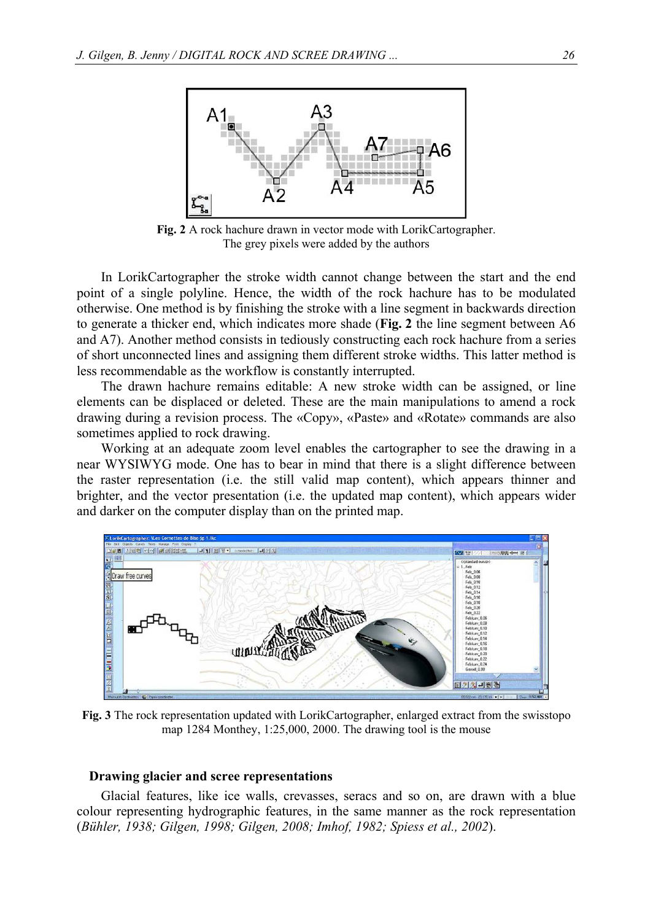**Fig. 2** A rock hachure drawn in vector mode with LorikCartographer. The grey pixels were added by the authors

In LorikCartographer the stroke width cannot change between the start and the end point of a single polyline. Hence, the width of the rock hachure has to be modulated otherwise. One method is by finishing the stroke with a line segment in backwards direction to generate a thicker end, which indicates more shade (**Fig. 2** the line segment between A6 and A7). Another method consists in tediously constructing each rock hachure from a series of short unconnected lines and assigning them different stroke widths. This latter method is less recommendable as the workflow is constantly interrupted.

The drawn hachure remains editable: A new stroke width can be assigned, or line elements can be displaced or deleted. These are the main manipulations to amend a rock drawing during a revision process. The «Copy», «Paste» and «Rotate» commands are also sometimes applied to rock drawing.

Working at an adequate zoom level enables the cartographer to see the drawing in a near WYSIWYG mode. One has to bear in mind that there is a slight difference between the raster representation (i.e. the still valid map content), which appears thinner and brighter, and the vector presentation (i.e. the updated map content), which appears wider and darker on the computer display than on the printed map.

**Fig. 3** The rock representation updated with LorikCartographer, enlarged extract from the swisstopo map 1284 Monthey, 1:25,000, 2000. The drawing tool is the mouse

## Drawing glacier and scree representations

Glacial features, like ice walls, crevasses, seracs and so on, are drawn with a blue colour representing hydrographic features, in the same manner as the rock representation (*Bühler, 1938; Gilgen, 1998; Gilgen, 2008; Imhof, 1982; Spiess et al., 2002*).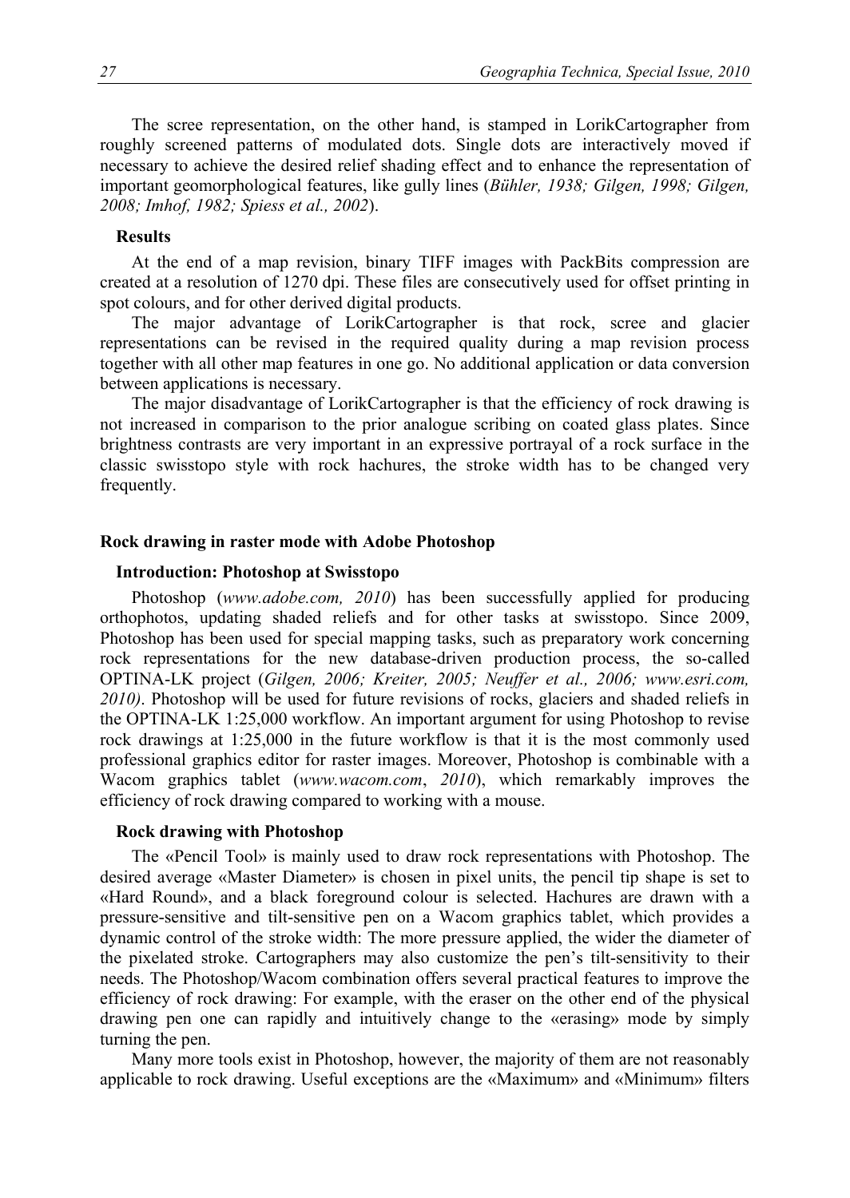The scree representation, on the other hand, is stamped in LorikCartographer from roughly screened patterns of modulated dots. Single dots are interactively moved if necessary to achieve the desired relief shading effect and to enhance the representation of important geomorphological features, like gully lines (*Bühler, 1938; Gilgen, 1998; Gilgen, 2008; Imhof, 1982; Spiess et al., 2002*).

### Results

At the end of a map revision, binary TIFF images with PackBits compression are created at a resolution of 1270 dpi. These files are consecutively used for offset printing in spot colours, and for other derived digital products.

The major advantage of LorikCartographer is that rock, scree and glacier representations can be revised in the required quality during a map revision process together with all other map features in one go. No additional application or data conversion between applications is necessary.

The major disadvantage of LorikCartographer is that the efficiency of rock drawing is not increased in comparison to the prior analogue scribing on coated glass plates. Since brightness contrasts are very important in an expressive portrayal of a rock surface in the classic swisstopo style with rock hachures, the stroke width has to be changed very frequently.

## Rock drawing in raster mode with Adobe Photoshop

### Introduction: Photoshop at Swisstopo

Photoshop (*www.adobe.com, 2010*) has been successfully applied for producing orthophotos, updating shaded reliefs and for other tasks at swisstopo. Since 2009, Photoshop has been used for special mapping tasks, such as preparatory work concerning rock representations for the new database-driven production process, the so-called OPTINA-LK project (*Gilgen, 2006; Kreiter, 2005; Neuffer et al., 2006; www.esri.com, 2010)*. Photoshop will be used for future revisions of rocks, glaciers and shaded reliefs in the OPTINA-LK 1:25,000 workflow. An important argument for using Photoshop to revise rock drawings at 1:25,000 in the future workflow is that it is the most commonly used professional graphics editor for raster images. Moreover, Photoshop is combinable with a Wacom graphics tablet (*www.wacom.com*, *2010*), which remarkably improves the efficiency of rock drawing compared to working with a mouse.

### Rock drawing with Photoshop

The «Pencil Tool» is mainly used to draw rock representations with Photoshop. The desired average «Master Diameter» is chosen in pixel units, the pencil tip shape is set to «Hard Round», and a black foreground colour is selected. Hachures are drawn with a pressure-sensitive and tilt-sensitive pen on a Wacom graphics tablet, which provides a dynamic control of the stroke width: The more pressure applied, the wider the diameter of the pixelated stroke. Cartographers may also customize the pen's tilt-sensitivity to their needs. The Photoshop/Wacom combination offers several practical features to improve the efficiency of rock drawing: For example, with the eraser on the other end of the physical drawing pen one can rapidly and intuitively change to the «erasing» mode by simply turning the pen.

Many more tools exist in Photoshop, however, the majority of them are not reasonably applicable to rock drawing. Useful exceptions are the «Maximum» and «Minimum» filters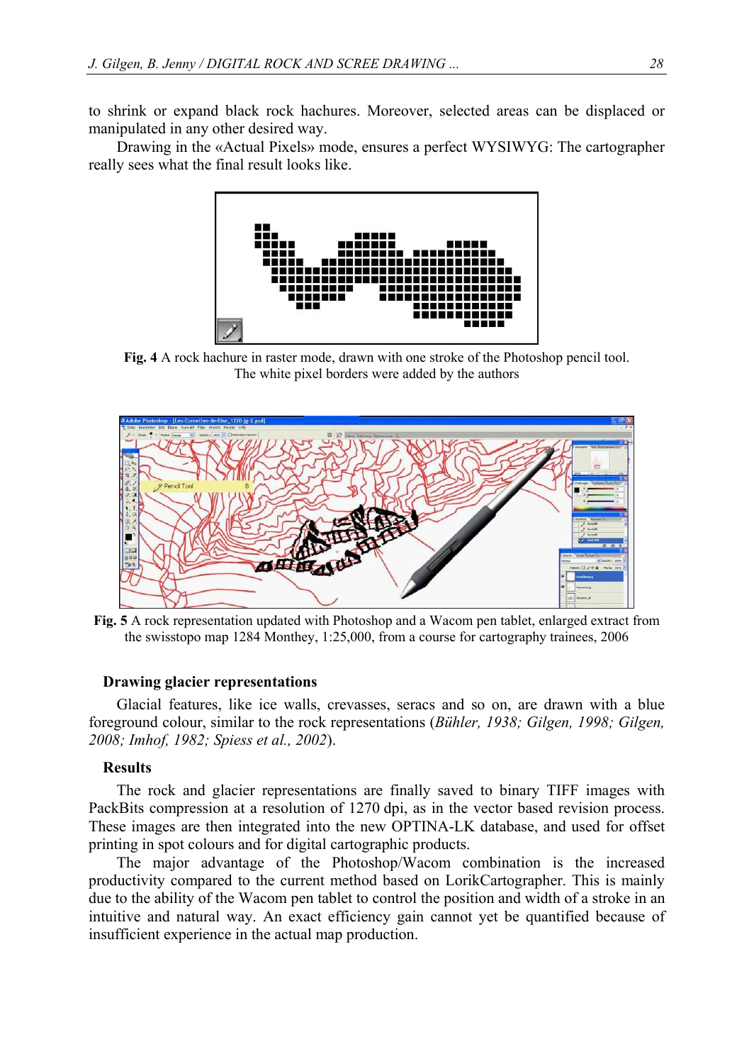to shrink or expand black rock hachures. Moreover, selected areas can be displaced or manipulated in any other desired way.

Drawing in the «Actual Pixels» mode, ensures a perfect WYSIWYG: The cartographer really sees what the final result looks like.

**Fig. 4** A rock hachure in raster mode, drawn with one stroke of the Photoshop pencil tool. The white pixel borders were added by the authors

**Fig. 5** A rock representation updated with Photoshop and a Wacom pen tablet, enlarged extract from the swisstopo map 1284 Monthey, 1:25,000, from a course for cartography trainees, 2006

### Drawing glacier representations

Glacial features, like ice walls, crevasses, seracs and so on, are drawn with a blue foreground colour, similar to the rock representations (*Bühler, 1938; Gilgen, 1998; Gilgen, 2008; Imhof, 1982; Spiess et al., 2002*).

### Results

The rock and glacier representations are finally saved to binary TIFF images with PackBits compression at a resolution of 1270 dpi, as in the vector based revision process. These images are then integrated into the new OPTINA-LK database, and used for offset printing in spot colours and for digital cartographic products.

The major advantage of the Photoshop/Wacom combination is the increased productivity compared to the current method based on LorikCartographer. This is mainly due to the ability of the Wacom pen tablet to control the position and width of a stroke in an intuitive and natural way. An exact efficiency gain cannot yet be quantified because of insufficient experience in the actual map production.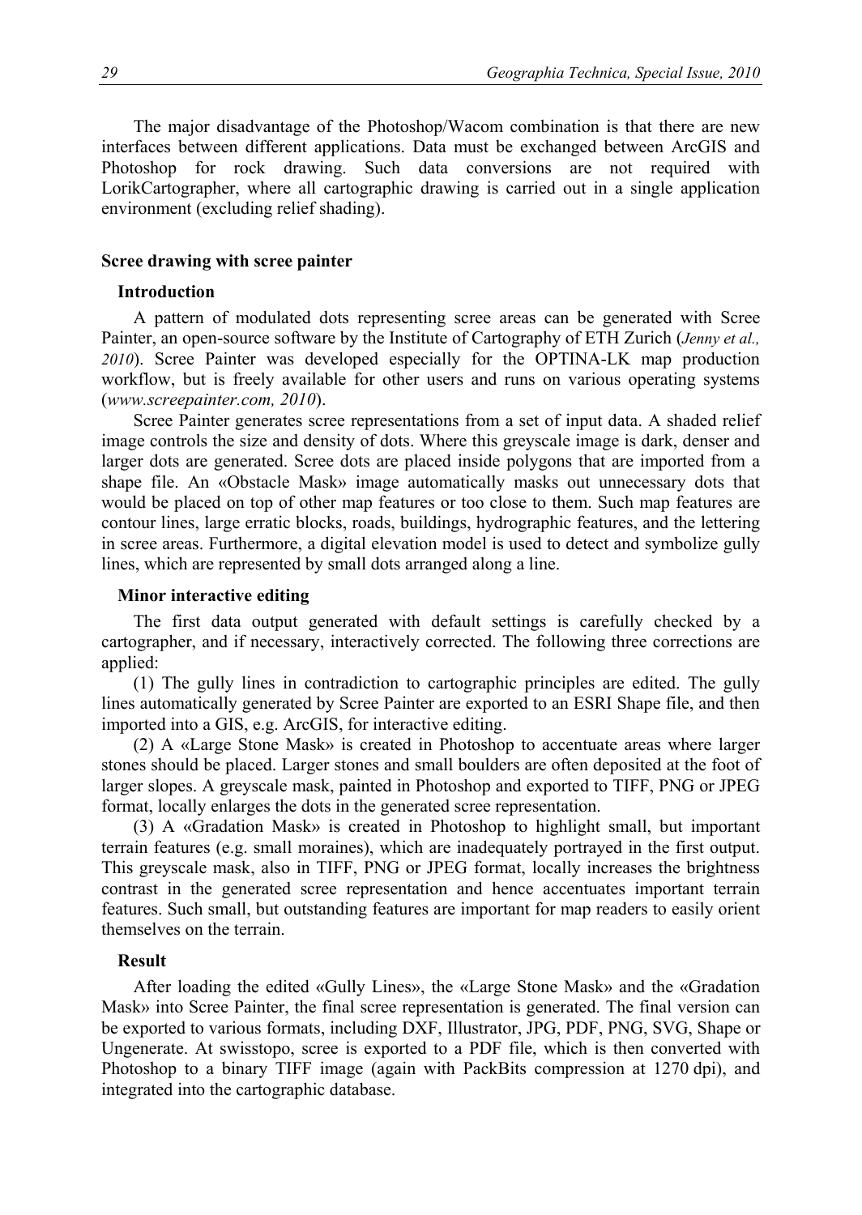The major disadvantage of the Photoshop/Wacom combination is that there are new interfaces between different applications. Data must be exchanged between ArcGIS and Photoshop for rock drawing. Such data conversions are not required with LorikCartographer, where all cartographic drawing is carried out in a single application environment (excluding relief shading).

## Scree drawing with scree painter

### Introduction

A pattern of modulated dots representing scree areas can be generated with Scree Painter, an open-source software by the Institute of Cartography of ETH Zurich (*Jenny et al., 2010*). Scree Painter was developed especially for the OPTINA-LK map production workflow, but is freely available for other users and runs on various operating systems (*www.screepainter.com, 2010*).

Scree Painter generates scree representations from a set of input data. A shaded relief image controls the size and density of dots. Where this greyscale image is dark, denser and larger dots are generated. Scree dots are placed inside polygons that are imported from a shape file. An «Obstacle Mask» image automatically masks out unnecessary dots that would be placed on top of other map features or too close to them. Such map features are contour lines, large erratic blocks, roads, buildings, hydrographic features, and the lettering in scree areas. Furthermore, a digital elevation model is used to detect and symbolize gully lines, which are represented by small dots arranged along a line.

### Minor interactive editing

The first data output generated with default settings is carefully checked by a cartographer, and if necessary, interactively corrected. The following three corrections are applied:

(1) The gully lines in contradiction to cartographic principles are edited. The gully lines automatically generated by Scree Painter are exported to an ESRI Shape file, and then imported into a GIS, e.g. ArcGIS, for interactive editing.

(2) A «Large Stone Mask» is created in Photoshop to accentuate areas where larger stones should be placed. Larger stones and small boulders are often deposited at the foot of larger slopes. A greyscale mask, painted in Photoshop and exported to TIFF, PNG or JPEG format, locally enlarges the dots in the generated scree representation.

(3) A «Gradation Mask» is created in Photoshop to highlight small, but important terrain features (e.g. small moraines), which are inadequately portrayed in the first output. This greyscale mask, also in TIFF, PNG or JPEG format, locally increases the brightness contrast in the generated scree representation and hence accentuates important terrain features. Such small, but outstanding features are important for map readers to easily orient themselves on the terrain.

### Result

After loading the edited «Gully Lines», the «Large Stone Mask» and the «Gradation Mask» into Scree Painter, the final scree representation is generated. The final version can be exported to various formats, including DXF, Illustrator, JPG, PDF, PNG, SVG, Shape or Ungenerate. At swisstopo, scree is exported to a PDF file, which is then converted with Photoshop to a binary TIFF image (again with PackBits compression at 1270 dpi), and integrated into the cartographic database.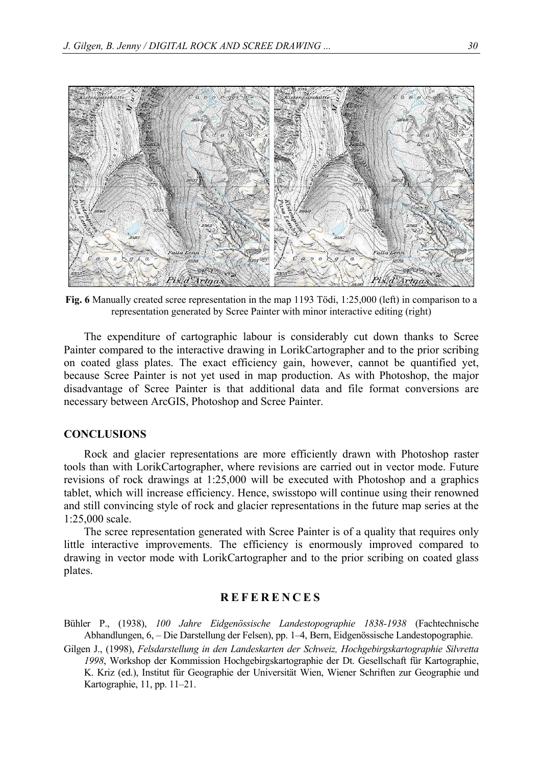**Fig. 6** Manually created scree representation in the map 1193 Tödi, 1:25,000 (left) in comparison to a representation generated by Scree Painter with minor interactive editing (right)

The expenditure of cartographic labour is considerably cut down thanks to Scree Painter compared to the interactive drawing in LorikCartographer and to the prior scribing on coated glass plates. The exact efficiency gain, however, cannot be quantified yet, because Scree Painter is not yet used in map production. As with Photoshop, the major disadvantage of Scree Painter is that additional data and file format conversions are necessary between ArcGIS, Photoshop and Scree Painter.

## CONCLUSIONS

Rock and glacier representations are more efficiently drawn with Photoshop raster tools than with LorikCartographer, where revisions are carried out in vector mode. Future revisions of rock drawings at 1:25,000 will be executed with Photoshop and a graphics tablet, which will increase efficiency. Hence, swisstopo will continue using their renowned and still convincing style of rock and glacier representations in the future map series at the 1:25,000 scale.

The scree representation generated with Scree Painter is of a quality that requires only little interactive improvements. The efficiency is enormously improved compared to drawing in vector mode with LorikCartographer and to the prior scribing on coated glass plates.

## REFERENCES

Bühler P., (1938), *100 Jahre Eidgenössische Landestopographie 1838-1938* (Fachtechnische Abhandlungen, 6, – Die Darstellung der Felsen), pp. 1–4, Bern, Eidgenössische Landestopographie.

Gilgen J., (1998), *Felsdarstellung in den Landeskarten der Schweiz, Hochgebirgskartographie Silvretta 1998*, Workshop der Kommission Hochgebirgskartographie der Dt. Gesellschaft für Kartographie, K. Kriz (ed.), Institut für Geographie der Universität Wien, Wiener Schriften zur Geographie und Kartographie, 11, pp. 11–21.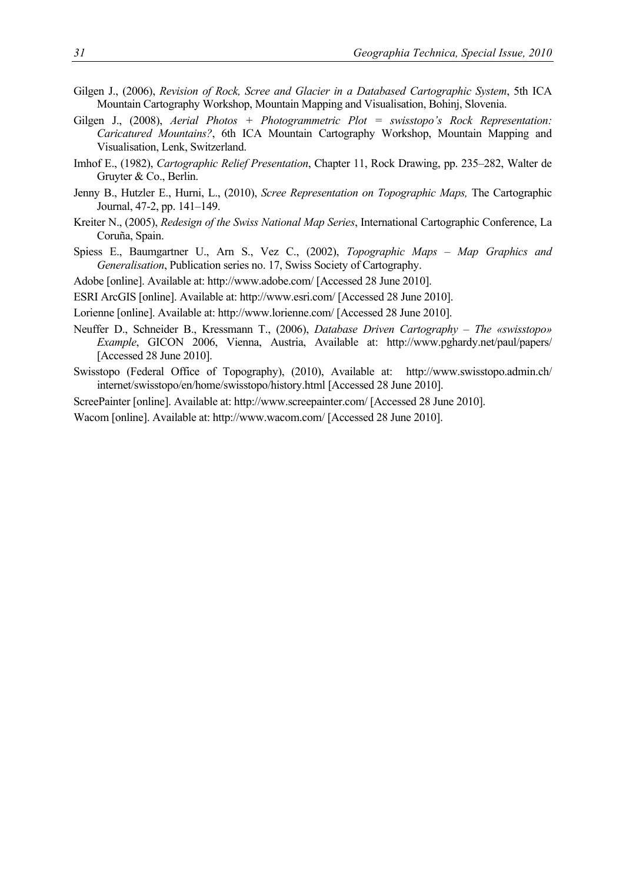Gilgen J., (2006), *Revision of Rock, Scree and Glacier in a Databased Cartographic System*, 5th ICA Mountain Cartography Workshop, Mountain Mapping and Visualisation, Bohinj, Slovenia.

Gilgen J., (2008), *Aerial Photos + Photogrammetric Plot = swisstopo's Rock Representation: Caricatured Mountains?*, 6th ICA Mountain Cartography Workshop, Mountain Mapping and Visualisation, Lenk, Switzerland.

Imhof E., (1982), *Cartographic Relief Presentation*, Chapter 11, Rock Drawing, pp. 235–282, Walter de Gruyter & Co., Berlin.

Jenny B., Hutzler E., Hurni, L., (2010), *Scree Representation on Topographic Maps,* The Cartographic Journal, 47-2, pp. 141–149.

Kreiter N., (2005), *Redesign of the Swiss National Map Series*, International Cartographic Conference, La Coruña, Spain.

Spiess E., Baumgartner U., Arn S., Vez C., (2002), *Topographic Maps – Map Graphics and Generalisation*, Publication series no. 17, Swiss Society of Cartography.

Adobe [online]. Available at: http://www.adobe.com/ [Accessed 28 June 2010].

ESRI ArcGIS [online]. Available at: http://www.esri.com/ [Accessed 28 June 2010].

Lorienne [online]. Available at: http://www.lorienne.com/ [Accessed 28 June 2010].

Neuffer D., Schneider B., Kressmann T., (2006), *Database Driven Cartography – The «swisstopo» Example*, GICON 2006, Vienna, Austria, Available at: http://www.pghardy.net/paul/papers/ [Accessed 28 June 2010].

Swisstopo (Federal Office of Topography), (2010), Available at: http://www.swisstopo.admin.ch/internet/swisstopo/en/home/swisstopo/history.html [Accessed 28 June 2010].

ScreePainter [online]. Available at: http://www.screepainter.com/ [Accessed 28 June 2010].

Wacom [online]. Available at: http://www.wacom.com/ [Accessed 28 June 2010].